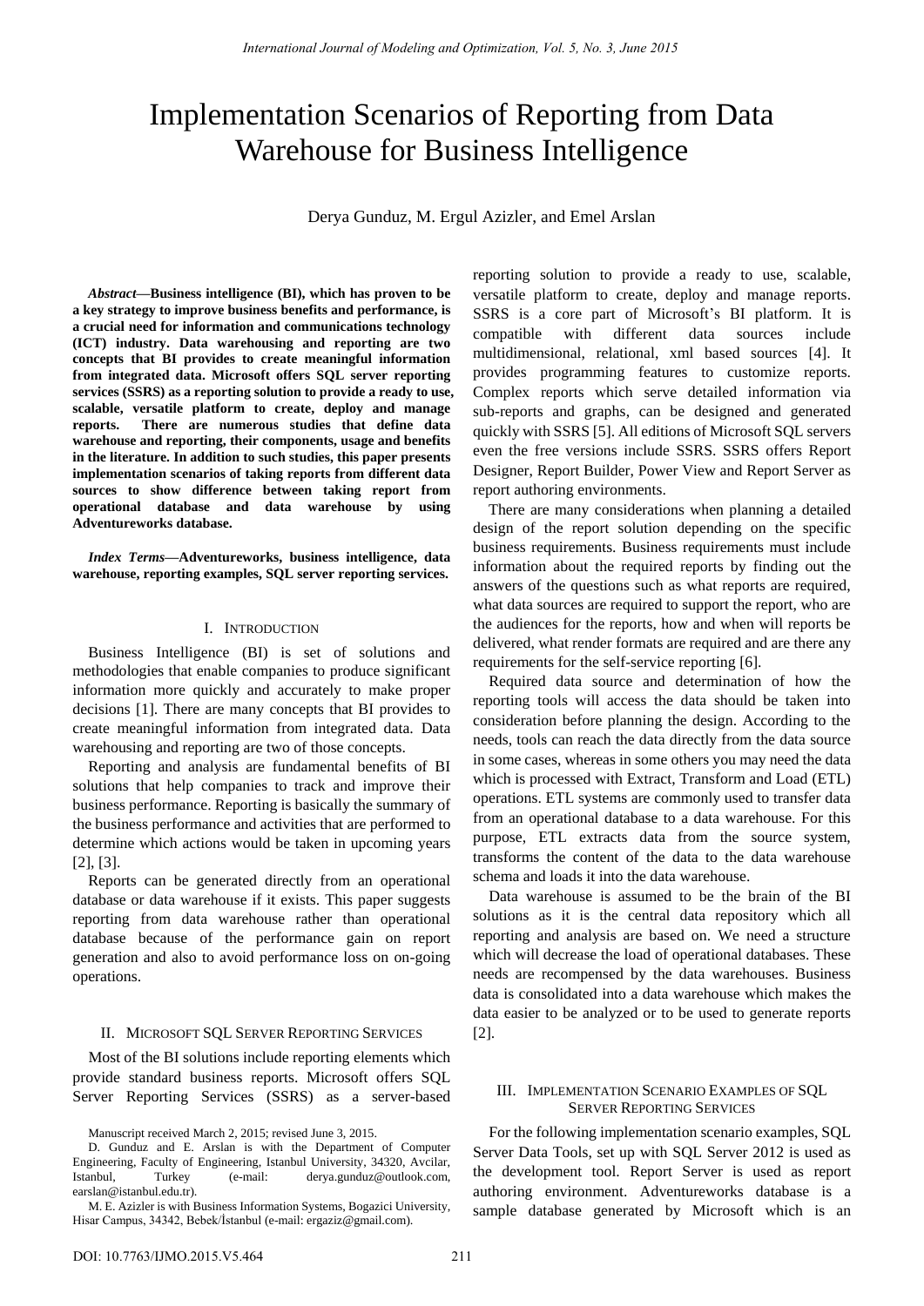# Implementation Scenarios of Reporting from Data Warehouse for Business Intelligence

Derya Gunduz, M. Ergul Azizler, and Emel Arslan

***Abstract*—Business intelligence (BI), which has proven to be a key strategy to improve business benefits and performance, is a crucial need for information and communications technology (ICT) industry. Data warehousing and reporting are two concepts that BI provides to create meaningful information from integrated data. Microsoft offers SQL server reporting services (SSRS) as a reporting solution to provide a ready to use, scalable, versatile platform to create, deploy and manage reports. There are numerous studies that define data warehouse and reporting, their components, usage and benefits in the literature. In addition to such studies, this paper presents implementation scenarios of taking reports from different data sources to show difference between taking report from operational database and data warehouse by using Adventureworks database.**

***Index Terms*—Adventureworks, business intelligence, data warehouse, reporting examples, SQL server reporting services.**

## I. Introduction

Business Intelligence (BI) is set of solutions and methodologies that enable companies to produce significant information more quickly and accurately to make proper decisions [1]. There are many concepts that BI provides to create meaningful information from integrated data. Data warehousing and reporting are two of those concepts.

Reporting and analysis are fundamental benefits of BI solutions that help companies to track and improve their business performance. Reporting is basically the summary of the business performance and activities that are performed to determine which actions would be taken in upcoming years [2], [3].

Reports can be generated directly from an operational database or data warehouse if it exists. This paper suggests reporting from data warehouse rather than operational database because of the performance gain on report generation and also to avoid performance loss on on-going operations.

## II. Microsoft SQL Server Reporting Services

Most of the BI solutions include reporting elements which provide standard business reports. Microsoft offers SQL Server Reporting Services (SSRS) as a server-based reporting solution to provide a ready to use, scalable, versatile platform to create, deploy and manage reports. SSRS is a core part of Microsoft's BI platform. It is compatible with different data sources include multidimensional, relational, xml based sources [4]. It provides programming features to customize reports. Complex reports which serve detailed information via sub-reports and graphs, can be designed and generated quickly with SSRS [5]. All editions of Microsoft SQL servers even the free versions include SSRS. SSRS offers Report Designer, Report Builder, Power View and Report Server as report authoring environments.

There are many considerations when planning a detailed design of the report solution depending on the specific business requirements. Business requirements must include information about the required reports by finding out the answers of the questions such as what reports are required, what data sources are required to support the report, who are the audiences for the reports, how and when will reports be delivered, what render formats are required and are there any requirements for the self-service reporting [6].

Required data source and determination of how the reporting tools will access the data should be taken into consideration before planning the design. According to the needs, tools can reach the data directly from the data source in some cases, whereas in some others you may need the data which is processed with Extract, Transform and Load (ETL) operations. ETL systems are commonly used to transfer data from an operational database to a data warehouse. For this purpose, ETL extracts data from the source system, transforms the content of the data to the data warehouse schema and loads it into the data warehouse.

Data warehouse is assumed to be the brain of the BI solutions as it is the central data repository which all reporting and analysis are based on. We need a structure which will decrease the load of operational databases. These needs are recompensed by the data warehouses. Business data is consolidated into a data warehouse which makes the data easier to be analyzed or to be used to generate reports [2].

## III. Implementation Scenario Examples of SQL Server Reporting Services

For the following implementation scenario examples, SQL Server Data Tools, set up with SQL Server 2012 is used as the development tool. Report Server is used as report authoring environment. Adventureworks database is a sample database generated by Microsoft which is an

Manuscript received March 2, 2015; revised June 3, 2015.

D. Gunduz and E. Arslan is with the Department of Computer Engineering, Faculty of Engineering, Istanbul University, 34320, Avcilar, Istanbul, Turkey (e-mail: derya.gunduz@outlook.com, earslan@istanbul.edu.tr).

M. E. Azizler is with Business Information Systems, Bogazici University, Hisar Campus, 34342, Bebek/İstanbul (e-mail: ergaziz@gmail.com).

DOI: 10.7763/IJMO.2015.V5.464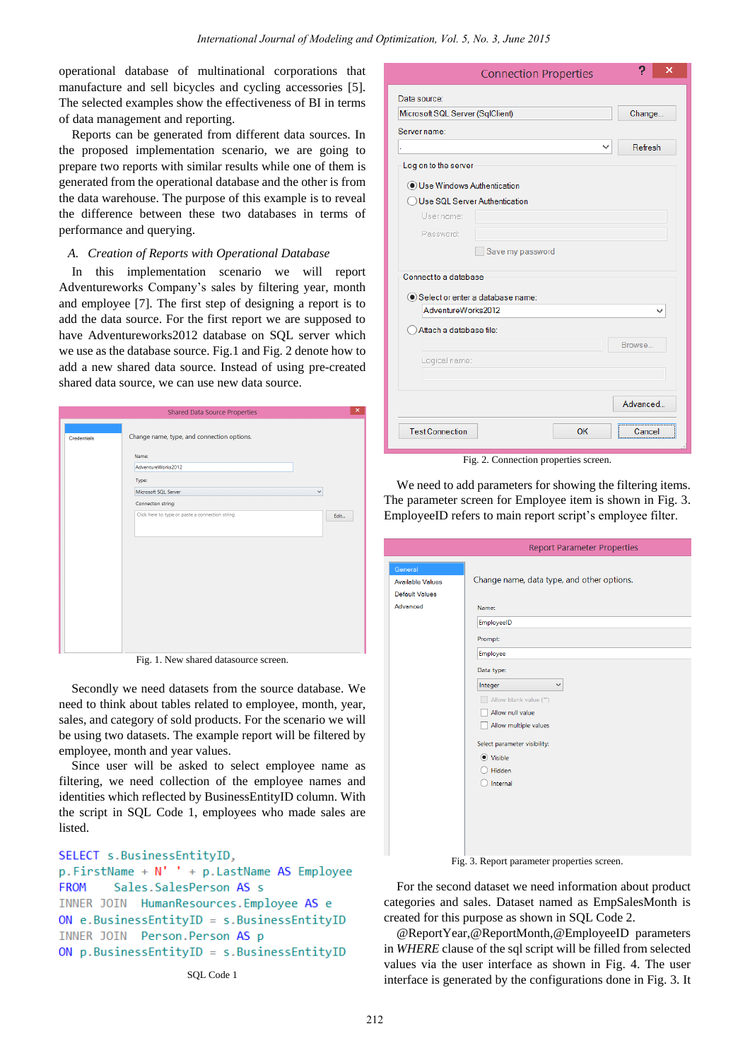operational database of multinational corporations that manufacture and sell bicycles and cycling accessories [5]. The selected examples show the effectiveness of BI in terms of data management and reporting.

Reports can be generated from different data sources. In the proposed implementation scenario, we are going to prepare two reports with similar results while one of them is generated from the operational database and the other is from the data warehouse. The purpose of this example is to reveal the difference between these two databases in terms of performance and querying.

### A. *Creation of Reports with Operational Database*

In this implementation scenario we will report Adventureworks Company's sales by filtering year, month and employee [7]. The first step of designing a report is to add the data source. For the first report we are supposed to have Adventureworks2012 database on SQL server which we use as the database source. Fig.1 and Fig. 2 denote how to add a new shared data source. Instead of using pre-created shared data source, we can use new data source.

Fig. 1. New shared datasource screen.

Secondly we need datasets from the source database. We need to think about tables related to employee, month, year, sales, and category of sold products. For the scenario we will be using two datasets. The sample report will be filtered by employee, month and year values.

Since user will be asked to select employee name as filtering, we need collection of the employee names and identities which reflected by BusinessEntityID column. With the script in SQL Code 1, employees who made sales are listed.

```
SELECT s.BusinessEntityID,
p.FirstName + N' ' + p.LastName AS Employee
FROM    Sales.SalesPerson AS s
INNER JOIN  HumanResources.Employee AS e
ON e.BusinessEntityID = s.BusinessEntityID
INNER JOIN  Person.Person AS p
ON p.BusinessEntityID = s.BusinessEntityID
```

SQL Code 1

Fig. 2. Connection properties screen.

We need to add parameters for showing the filtering items. The parameter screen for Employee item is shown in Fig. 3. EmployeeID refers to main report script's employee filter.

Fig. 3. Report parameter properties screen.

For the second dataset we need information about product categories and sales. Dataset named as EmpSalesMonth is created for this purpose as shown in SQL Code 2.

@ReportYear,@ReportMonth,@EmployeeID parameters in *WHERE* clause of the sql script will be filled from selected values via the user interface as shown in Fig. 4. The user interface is generated by the configurations done in Fig. 3. It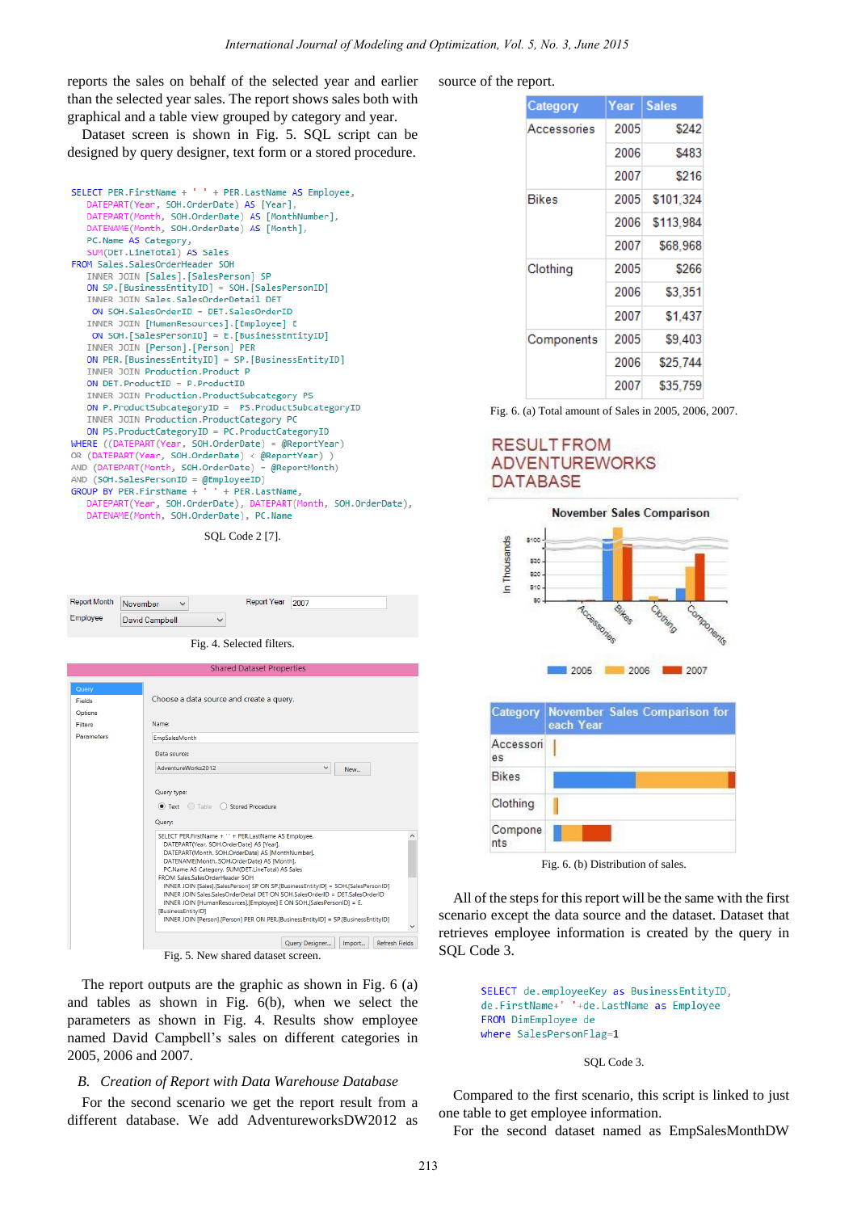reports the sales on behalf of the selected year and earlier than the selected year sales. The report shows sales both with graphical and a table view grouped by category and year.

Dataset screen is shown in Fig. 5. SQL script can be designed by query designer, text form or a stored procedure.

```
SELECT PER.FirstName + ' ' + PER.LastName AS Employee,
   DATEPART(Year, SOH.OrderDate) AS [Year],
   DATEPART(Month, SOH.OrderDate) AS [MonthNumber],
   DATENAME(Month, SOH.OrderDate) AS [Month],
   PC.Name AS Category,
   SUM(DET.LineTotal) AS Sales
FROM Sales.SalesOrderHeader SOH
   INNER JOIN [Sales].[SalesPerson] SP
   ON SP.[BusinessEntityID] = SOH.[SalesPersonID]
   INNER JOIN Sales.SalesOrderDetail DET
    ON SOH.SalesOrderID = DET.SalesOrderID
   INNER JOIN [HumanResources].[Employee] E
    ON SOH.[SalesPersonID] = E.[BusinessEntityID]
   INNER JOIN [Person].[Person] PER
   ON PER.[BusinessEntityID] = SP.[BusinessEntityID]
   INNER JOIN Production.Product P
   ON DET.ProductID = P.ProductID
   INNER JOIN Production.ProductSubcategory PS
   ON P.ProductSubcategoryID =  PS.ProductSubcategoryID
   INNER JOIN Production.ProductCategory PC
   ON PS.ProductCategoryID = PC.ProductCategoryID
WHERE ((DATEPART(Year, SOH.OrderDate) = @ReportYear)
OR (DATEPART(Year, SOH.OrderDate) < @ReportYear) )
AND (DATEPART(Month, SOH.OrderDate) = @ReportMonth)
AND (SOH.SalesPersonID = @EmployeeID)
GROUP BY PER.FirstName + ' ' + PER.LastName,
   DATEPART(Year, SOH.OrderDate), DATEPART(Month, SOH.OrderDate),
   DATENAME(Month, SOH.OrderDate), PC.Name
```

SQL Code 2 [7].

| Report Month | November | Report Year | 2007 |
|---|---|---|---|
| Employee | David Campbell | | |

Fig. 4. Selected filters.

Fig. 5. New shared dataset screen.

The report outputs are the graphic as shown in Fig. 6 (a) and tables as shown in Fig. 6(b), when we select the parameters as shown in Fig. 4. Results show employee named David Campbell's sales on different categories in 2005, 2006 and 2007.

## *B. Creation of Report with Data Warehouse Database*

For the second scenario we get the report result from a different database. We add AdventureworksDW2012 as source of the report.

| Category | Year | Sales |
|---|---|---|
| Accessories | 2005 | $242 |
| | 2006 | $483 |
| | 2007 | $216 |
| Bikes | 2005 | $101,324 |
| | 2006 | $113,984 |
| | 2007 | $68,968 |
| Clothing | 2005 | $266 |
| | 2006 | $3,351 |
| | 2007 | $1,437 |
| Components | 2005 | $9,403 |
| | 2006 | $25,744 |
| | 2007 | $35,759 |

Fig. 6. (a) Total amount of Sales in 2005, 2006, 2007.

Fig. 6. (b) Distribution of sales.

All of the steps for this report will be the same with the first scenario except the data source and the dataset. Dataset that retrieves employee information is created by the query in SQL Code 3.

```
SELECT de.employeeKey as BusinessEntityID,
de.FirstName+' '+de.LastName as Employee
FROM DimEmployee de
where SalesPersonFlag=1
```

SQL Code 3.

Compared to the first scenario, this script is linked to just one table to get employee information.

For the second dataset named as EmpSalesMonthDW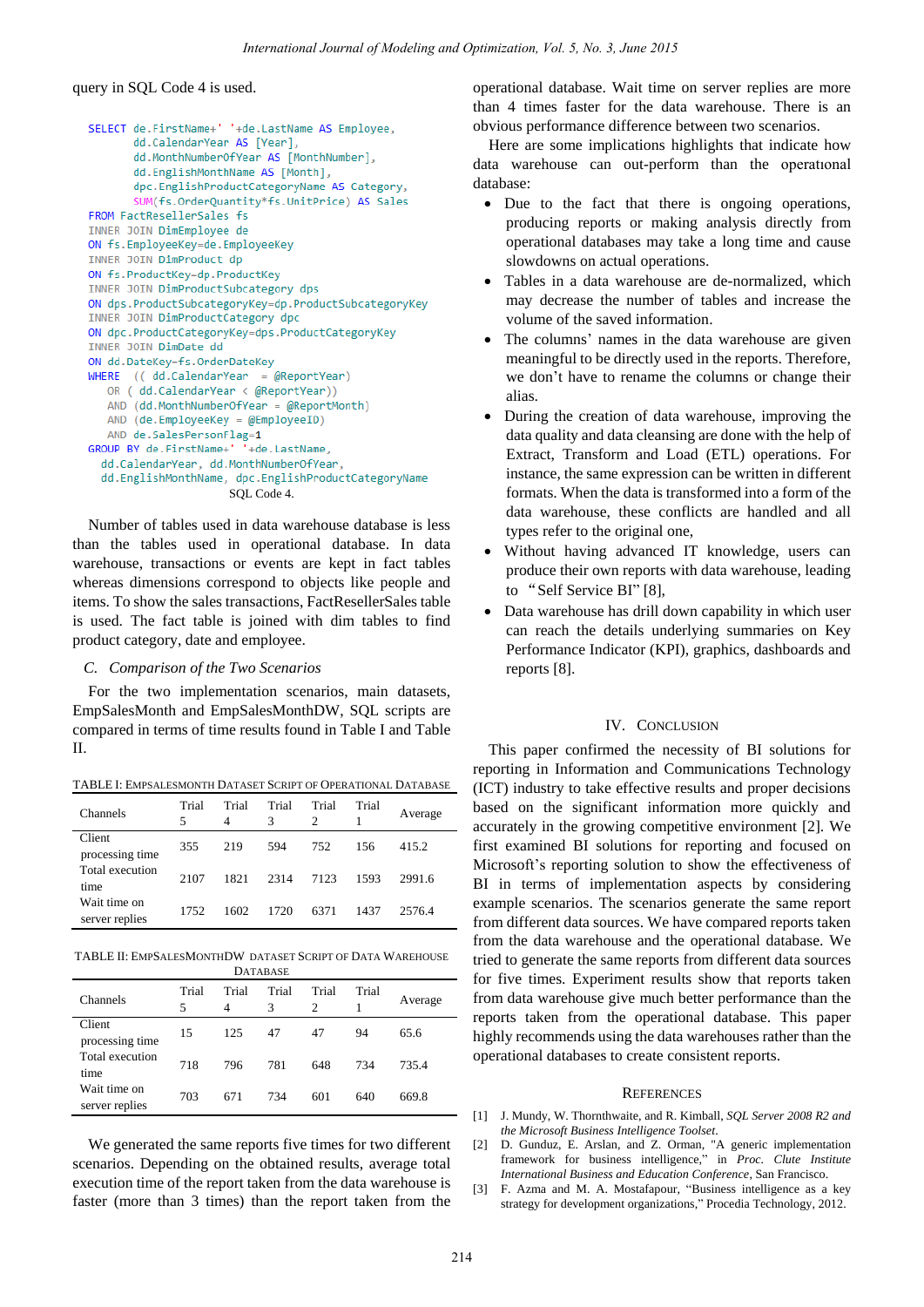query in SQL Code 4 is used.

```
SELECT de.FirstName+' '+de.LastName AS Employee,
       dd.CalendarYear AS [Year],
       dd.MonthNumberOfYear AS [MonthNumber],
       dd.EnglishMonthName AS [Month],
       dpc.EnglishProductCategoryName AS Category,
       SUM(fs.OrderQuantity*fs.UnitPrice) AS Sales
FROM FactResellerSales fs
INNER JOIN DimEmployee de
ON fs.EmployeeKey=de.EmployeeKey
INNER JOIN DimProduct dp
ON fs.ProductKey=dp.ProductKey
INNER JOIN DimProductSubcategory dps
ON dps.ProductSubcategoryKey=dp.ProductSubcategoryKey
INNER JOIN DimProductCategory dpc
ON dpc.ProductCategoryKey=dps.ProductCategoryKey
INNER JOIN DimDate dd
ON dd.DateKey=fs.OrderDateKey
WHERE  (( dd.CalendarYear  = @ReportYear)
   OR ( dd.CalendarYear < @ReportYear))
   AND (dd.MonthNumberOfYear = @ReportMonth)
   AND (de.EmployeeKey = @EmployeeID)
   AND de.SalesPersonFlag=1
GROUP BY de.FirstName+' '+de.LastName,
  dd.CalendarYear, dd.MonthNumberOfYear,
  dd.EnglishMonthName, dpc.EnglishProductCategoryName
```

SQL Code 4.

Number of tables used in data warehouse database is less than the tables used in operational database. In data warehouse, transactions or events are kept in fact tables whereas dimensions correspond to objects like people and items. To show the sales transactions, FactResellerSales table is used. The fact table is joined with dim tables to find product category, date and employee.

### C. *Comparison of the Two Scenarios*

For the two implementation scenarios, main datasets, EmpSalesMonth and EmpSalesMonthDW, SQL scripts are compared in terms of time results found in Table I and Table II.

TABLE I: EmpSalesMonth Dataset Script of Operational Database

| Channels | Trial 5 | Trial 4 | Trial 3 | Trial 2 | Trial 1 | Average |
|---|---|---|---|---|---|---|
| Client processing time | 355 | 219 | 594 | 752 | 156 | 415.2 |
| Total execution time | 2107 | 1821 | 2314 | 7123 | 1593 | 2991.6 |
| Wait time on server replies | 1752 | 1602 | 1720 | 6371 | 1437 | 2576.4 |

TABLE II: EmpSalesMonthDW Dataset Script of Data Warehouse Database

| Channels | Trial 5 | Trial 4 | Trial 3 | Trial 2 | Trial 1 | Average |
|---|---|---|---|---|---|---|
| Client processing time | 15 | 125 | 47 | 47 | 94 | 65.6 |
| Total execution time | 718 | 796 | 781 | 648 | 734 | 735.4 |
| Wait time on server replies | 703 | 671 | 734 | 601 | 640 | 669.8 |

We generated the same reports five times for two different scenarios. Depending on the obtained results, average total execution time of the report taken from the data warehouse is faster (more than 3 times) than the report taken from the operational database. Wait time on server replies are more than 4 times faster for the data warehouse. There is an obvious performance difference between two scenarios.

Here are some implications highlights that indicate how data warehouse can out-perform than the operational database:

- Due to the fact that there is ongoing operations, producing reports or making analysis directly from operational databases may take a long time and cause slowdowns on actual operations.
- Tables in a data warehouse are de-normalized, which may decrease the number of tables and increase the volume of the saved information.
- The columns' names in the data warehouse are given meaningful to be directly used in the reports. Therefore, we don't have to rename the columns or change their alias.
- During the creation of data warehouse, improving the data quality and data cleansing are done with the help of Extract, Transform and Load (ETL) operations. For instance, the same expression can be written in different formats. When the data is transformed into a form of the data warehouse, these conflicts are handled and all types refer to the original one,
- Without having advanced IT knowledge, users can produce their own reports with data warehouse, leading to "Self Service BI" [8],
- Data warehouse has drill down capability in which user can reach the details underlying summaries on Key Performance Indicator (KPI), graphics, dashboards and reports [8].

## IV. Conclusion

This paper confirmed the necessity of BI solutions for reporting in Information and Communications Technology (ICT) industry to take effective results and proper decisions based on the significant information more quickly and accurately in the growing competitive environment [2]. We first examined BI solutions for reporting and focused on Microsoft's reporting solution to show the effectiveness of BI in terms of implementation aspects by considering example scenarios. The scenarios generate the same report from different data sources. We have compared reports taken from the data warehouse and the operational database. We tried to generate the same reports from different data sources for five times. Experiment results show that reports taken from data warehouse give much better performance than the reports taken from the operational database. This paper highly recommends using the data warehouses rather than the operational databases to create consistent reports.

## References

[1] J. Mundy, W. Thornthwaite, and R. Kimball, *SQL Server 2008 R2 and the Microsoft Business Intelligence Toolset*.

[2] D. Gunduz, E. Arslan, and Z. Orman, "A generic implementation framework for business intelligence," in *Proc. Clute Institute International Business and Education Conference*, San Francisco.

[3] F. Azma and M. A. Mostafapour, "Business intelligence as a key strategy for development organizations," Procedia Technology, 2012.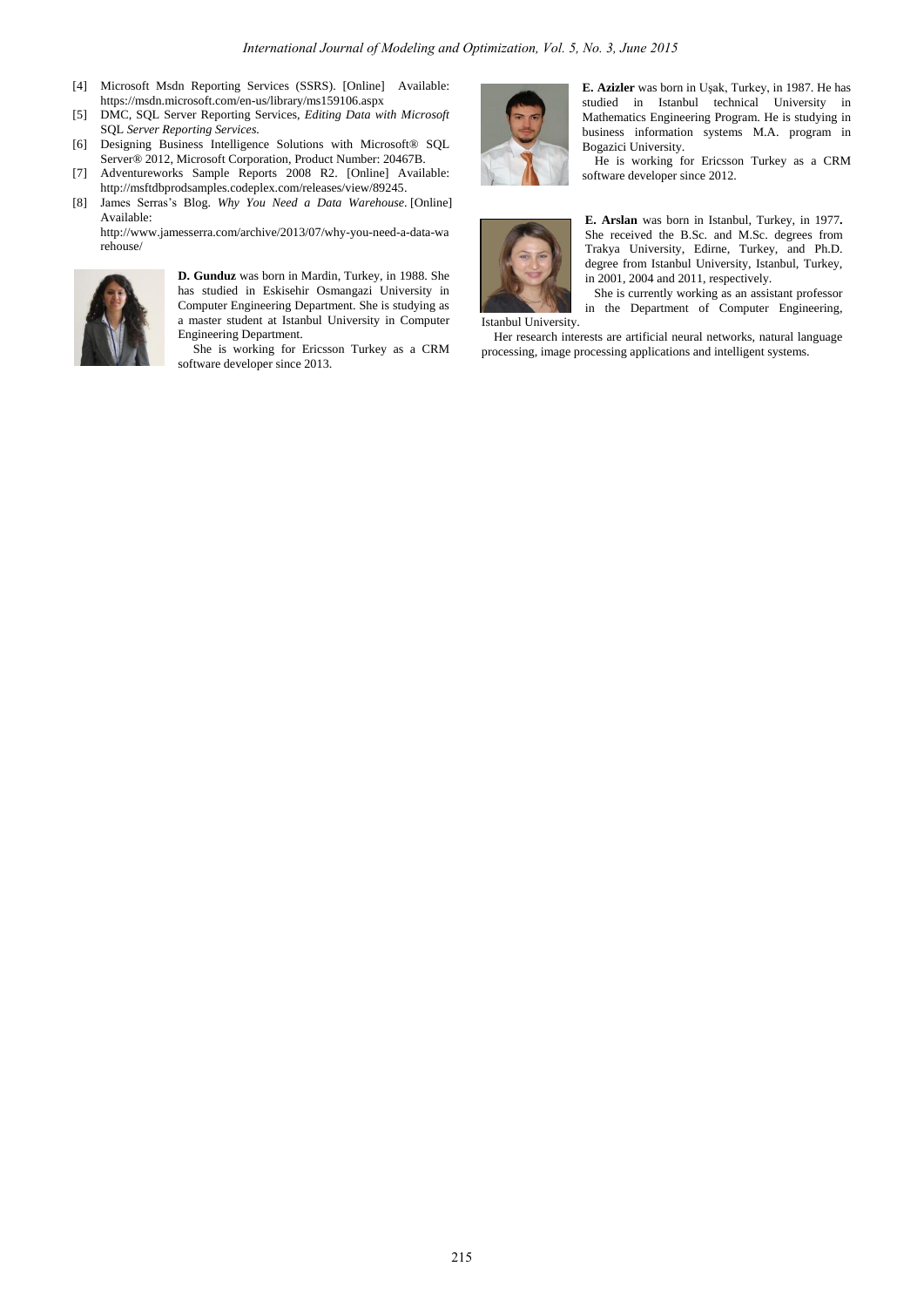[4] Microsoft Msdn Reporting Services (SSRS). [Online] Available: https://msdn.microsoft.com/en-us/library/ms159106.aspx

[5] DMC, SQL Server Reporting Services, *Editing Data with Microsoft* SQL *Server Reporting Services.*

[6] Designing Business Intelligence Solutions with Microsoft® SQL Server® 2012, Microsoft Corporation, Product Number: 20467B.

[7] Adventureworks Sample Reports 2008 R2. [Online] Available: http://msftdbprodsamples.codeplex.com/releases/view/89245.

[8] James Serras's Blog. *Why You Need a Data Warehouse.* [Online] Available: http://www.jamesserra.com/archive/2013/07/why-you-need-a-data-warehouse/

**D. Gunduz** was born in Mardin, Turkey, in 1988. She has studied in Eskisehir Osmangazi University in Computer Engineering Department. She is studying as a master student at Istanbul University in Computer Engineering Department.

She is working for Ericsson Turkey as a CRM software developer since 2013.

**E. Azizler** was born in Uşak, Turkey, in 1987. He has studied in Istanbul technical University in Mathematics Engineering Program. He is studying in business information systems M.A. program in Bogazici University.

He is working for Ericsson Turkey as a CRM software developer since 2012.

**E. Arslan** was born in Istanbul, Turkey, in 1977**.** She received the B.Sc. and M.Sc. degrees from Trakya University, Edirne, Turkey, and Ph.D. degree from Istanbul University, Istanbul, Turkey, in 2001, 2004 and 2011, respectively.

She is currently working as an assistant professor in the Department of Computer Engineering, Istanbul University.

Her research interests are artificial neural networks, natural language processing, image processing applications and intelligent systems.